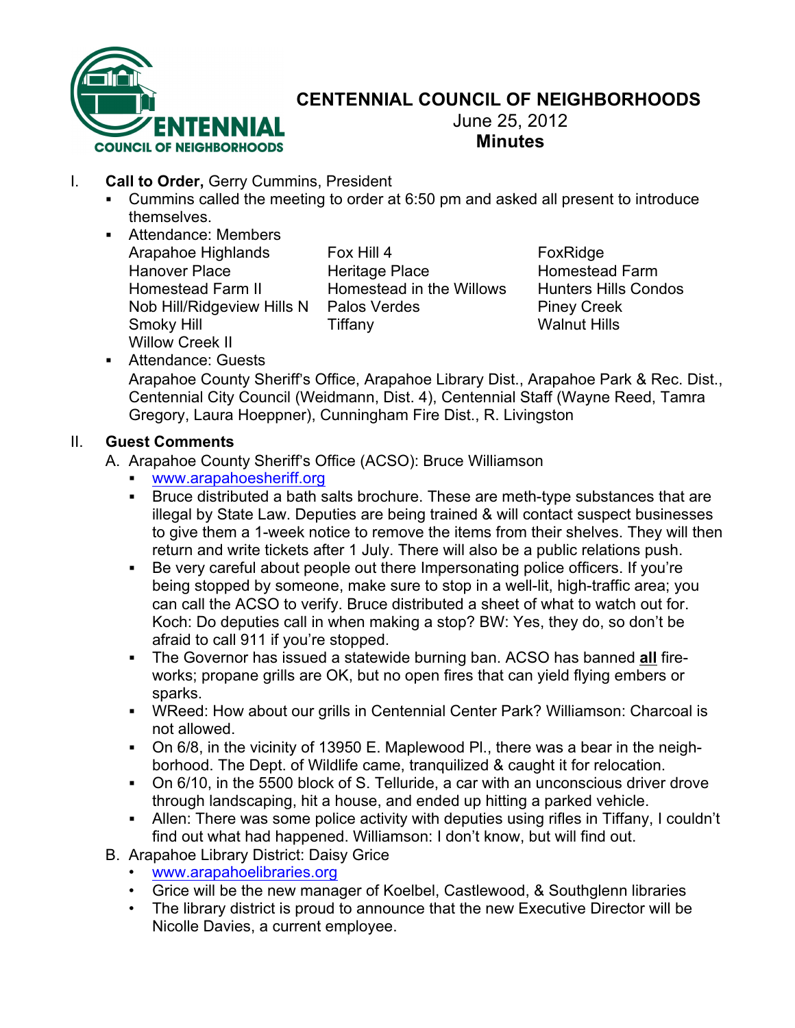# CENTENNIAL COUNCIL OF NEIGHBORHOODS

June 25, 2012

**Minutes**

I. **Call to Order,** Gerry Cummins, President

- Cummins called the meeting to order at 6:50 pm and asked all present to introduce themselves.
- Attendance: Members

| | | |
|---|---|---|
| Arapahoe Highlands | Fox Hill 4 | FoxRidge |
| Hanover Place | Heritage Place | Homestead Farm |
| Homestead Farm II | Homestead in the Willows | Hunters Hills Condos |
| Nob Hill/Ridgeview Hills N | Palos Verdes | Piney Creek |
| Smoky Hill | Tiffany | Walnut Hills |
| Willow Creek II | | |

- Attendance: Guests
  Arapahoe County Sheriff's Office, Arapahoe Library Dist., Arapahoe Park & Rec. Dist., Centennial City Council (Weidmann, Dist. 4), Centennial Staff (Wayne Reed, Tamra Gregory, Laura Hoeppner), Cunningham Fire Dist., R. Livingston

II. **Guest Comments**

A. Arapahoe County Sheriff's Office (ACSO): Bruce Williamson

- www.arapahoesheriff.org
- Bruce distributed a bath salts brochure. These are meth-type substances that are illegal by State Law. Deputies are being trained & will contact suspect businesses to give them a 1-week notice to remove the items from their shelves. They will then return and write tickets after 1 July. There will also be a public relations push.
- Be very careful about people out there Impersonating police officers. If you're being stopped by someone, make sure to stop in a well-lit, high-traffic area; you can call the ACSO to verify. Bruce distributed a sheet of what to watch out for. Koch: Do deputies call in when making a stop? BW: Yes, they do, so don't be afraid to call 911 if you're stopped.
- The Governor has issued a statewide burning ban. ACSO has banned **all** fire-works; propane grills are OK, but no open fires that can yield flying embers or sparks.
- WReed: How about our grills in Centennial Center Park? Williamson: Charcoal is not allowed.
- On 6/8, in the vicinity of 13950 E. Maplewood Pl., there was a bear in the neigh-borhood. The Dept. of Wildlife came, tranquilized & caught it for relocation.
- On 6/10, in the 5500 block of S. Telluride, a car with an unconscious driver drove through landscaping, hit a house, and ended up hitting a parked vehicle.
- Allen: There was some police activity with deputies using rifles in Tiffany, I couldn't find out what had happened. Williamson: I don't know, but will find out.

B. Arapahoe Library District: Daisy Grice

- www.arapahoelibraries.org
- Grice will be the new manager of Koelbel, Castlewood, & Southglenn libraries
- The library district is proud to announce that the new Executive Director will be Nicolle Davies, a current employee.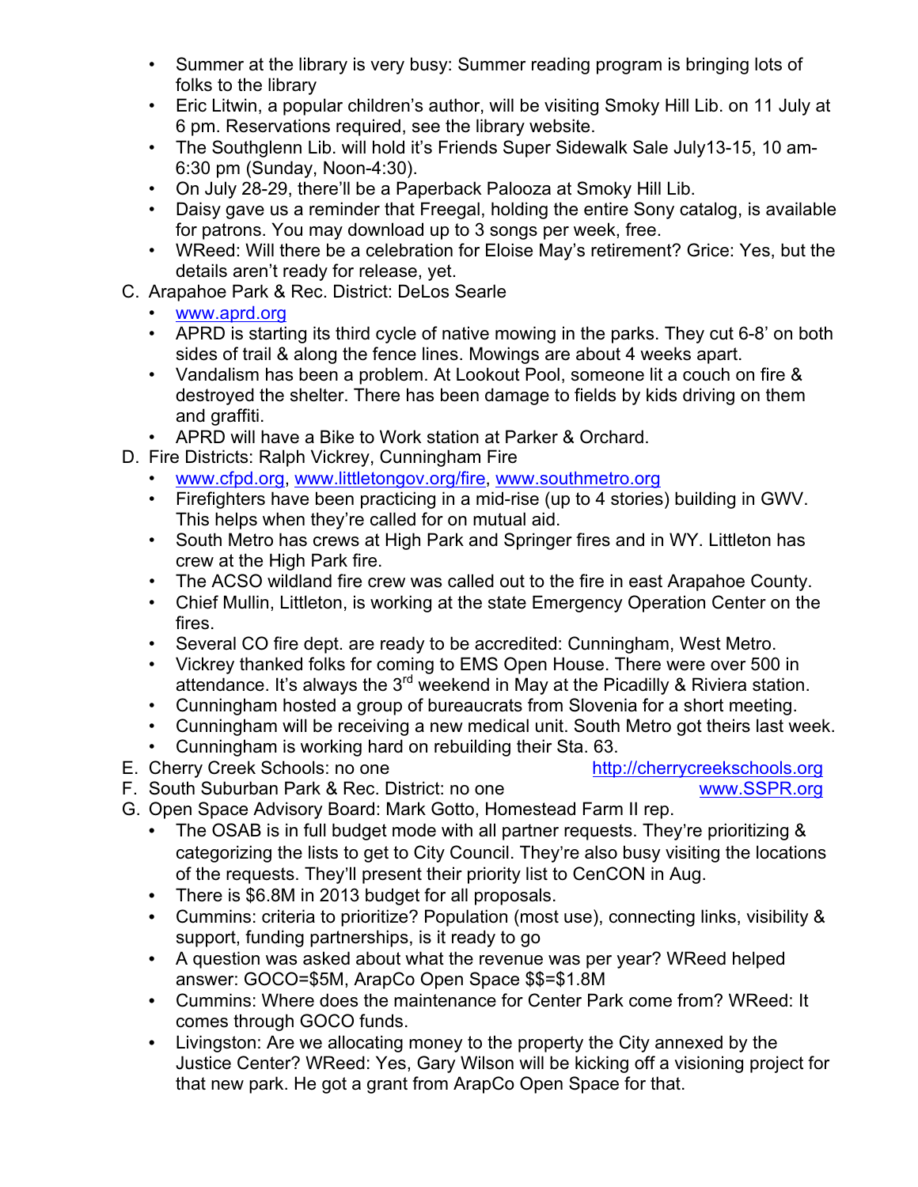- Summer at the library is very busy: Summer reading program is bringing lots of folks to the library
- Eric Litwin, a popular children's author, will be visiting Smoky Hill Lib. on 11 July at 6 pm. Reservations required, see the library website.
- The Southglenn Lib. will hold it's Friends Super Sidewalk Sale July13-15, 10 am-6:30 pm (Sunday, Noon-4:30).
- On July 28-29, there'll be a Paperback Palooza at Smoky Hill Lib.
- Daisy gave us a reminder that Freegal, holding the entire Sony catalog, is available for patrons. You may download up to 3 songs per week, free.
- WReed: Will there be a celebration for Eloise May's retirement? Grice: Yes, but the details aren't ready for release, yet.

C. Arapahoe Park & Rec. District: DeLos Searle
   - www.aprd.org
   - APRD is starting its third cycle of native mowing in the parks. They cut 6-8' on both sides of trail & along the fence lines. Mowings are about 4 weeks apart.
   - Vandalism has been a problem. At Lookout Pool, someone lit a couch on fire & destroyed the shelter. There has been damage to fields by kids driving on them and graffiti.
   - APRD will have a Bike to Work station at Parker & Orchard.

D. Fire Districts: Ralph Vickrey, Cunningham Fire
   - www.cfpd.org, www.littletongov.org/fire, www.southmetro.org
   - Firefighters have been practicing in a mid-rise (up to 4 stories) building in GWV. This helps when they're called for on mutual aid.
   - South Metro has crews at High Park and Springer fires and in WY. Littleton has crew at the High Park fire.
   - The ACSO wildland fire crew was called out to the fire in east Arapahoe County.
   - Chief Mullin, Littleton, is working at the state Emergency Operation Center on the fires.
   - Several CO fire dept. are ready to be accredited: Cunningham, West Metro.
   - Vickrey thanked folks for coming to EMS Open House. There were over 500 in attendance. It's always the 3rd weekend in May at the Picadilly & Riviera station.
   - Cunningham hosted a group of bureaucrats from Slovenia for a short meeting.
   - Cunningham will be receiving a new medical unit. South Metro got theirs last week.
   - Cunningham is working hard on rebuilding their Sta. 63.

E. Cherry Creek Schools: no one http://cherrycreekschools.org

F. South Suburban Park & Rec. District: no one www.SSPR.org

G. Open Space Advisory Board: Mark Gotto, Homestead Farm II rep.
   - The OSAB is in full budget mode with all partner requests. They're prioritizing & categorizing the lists to get to City Council. They're also busy visiting the locations of the requests. They'll present their priority list to CenCON in Aug.
   - There is $6.8M in 2013 budget for all proposals.
   - Cummins: criteria to prioritize? Population (most use), connecting links, visibility & support, funding partnerships, is it ready to go
   - A question was asked about what the revenue was per year? WReed helped answer: GOCO=$5M, ArapCo Open Space $$=$1.8M
   - Cummins: Where does the maintenance for Center Park come from? WReed: It comes through GOCO funds.
   - Livingston: Are we allocating money to the property the City annexed by the Justice Center? WReed: Yes, Gary Wilson will be kicking off a visioning project for that new park. He got a grant from ArapCo Open Space for that.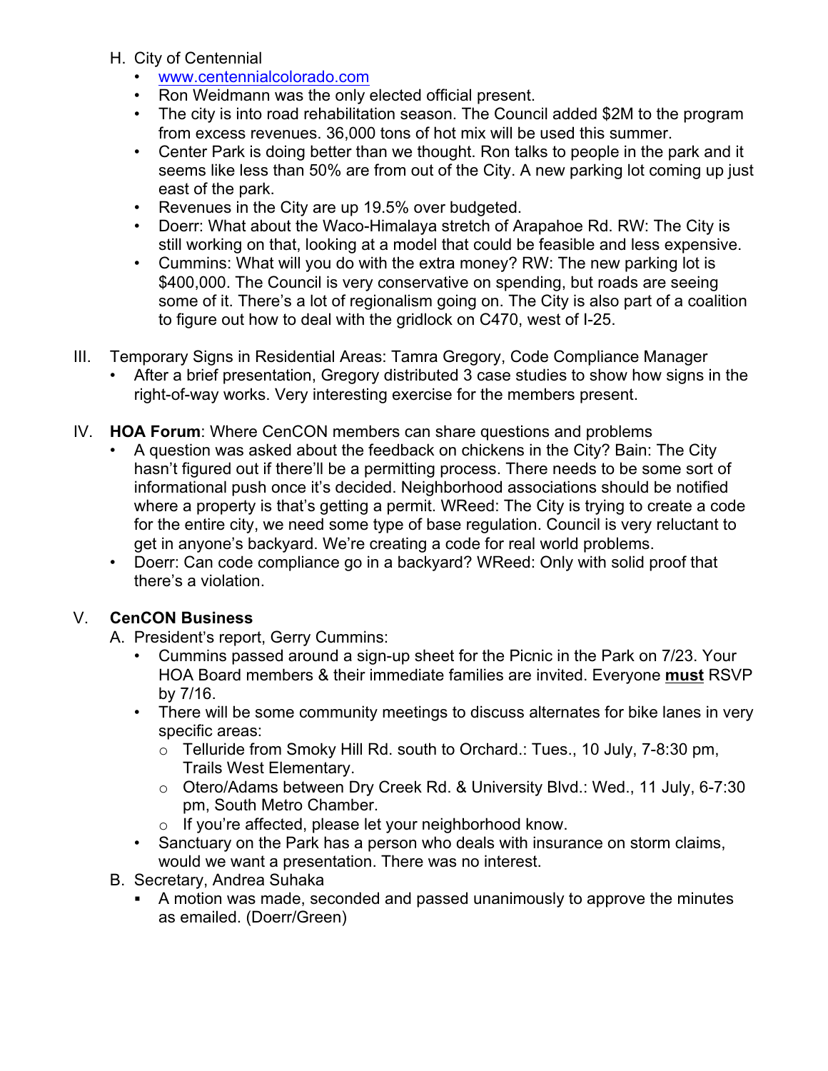H. City of Centennial
   - www.centennialcolorado.com
   - Ron Weidmann was the only elected official present.
   - The city is into road rehabilitation season. The Council added $2M to the program from excess revenues. 36,000 tons of hot mix will be used this summer.
   - Center Park is doing better than we thought. Ron talks to people in the park and it seems like less than 50% are from out of the City. A new parking lot coming up just east of the park.
   - Revenues in the City are up 19.5% over budgeted.
   - Doerr: What about the Waco-Himalaya stretch of Arapahoe Rd. RW: The City is still working on that, looking at a model that could be feasible and less expensive.
   - Cummins: What will you do with the extra money? RW: The new parking lot is $400,000. The Council is very conservative on spending, but roads are seeing some of it. There's a lot of regionalism going on. The City is also part of a coalition to figure out how to deal with the gridlock on C470, west of I-25.

III. Temporary Signs in Residential Areas: Tamra Gregory, Code Compliance Manager
   - After a brief presentation, Gregory distributed 3 case studies to show how signs in the right-of-way works. Very interesting exercise for the members present.

IV. **HOA Forum**: Where CenCON members can share questions and problems
   - A question was asked about the feedback on chickens in the City? Bain: The City hasn't figured out if there'll be a permitting process. There needs to be some sort of informational push once it's decided. Neighborhood associations should be notified where a property is that's getting a permit. WReed: The City is trying to create a code for the entire city, we need some type of base regulation. Council is very reluctant to get in anyone's backyard. We're creating a code for real world problems.
   - Doerr: Can code compliance go in a backyard? WReed: Only with solid proof that there's a violation.

V. **CenCON Business**

A. President's report, Gerry Cummins:
   - Cummins passed around a sign-up sheet for the Picnic in the Park on 7/23. Your HOA Board members & their immediate families are invited. Everyone **<u>must</u>** RSVP by 7/16.
   - There will be some community meetings to discuss alternates for bike lanes in very specific areas:
     - Telluride from Smoky Hill Rd. south to Orchard.: Tues., 10 July, 7-8:30 pm, Trails West Elementary.
     - Otero/Adams between Dry Creek Rd. & University Blvd.: Wed., 11 July, 6-7:30 pm, South Metro Chamber.
     - If you're affected, please let your neighborhood know.
   - Sanctuary on the Park has a person who deals with insurance on storm claims, would we want a presentation. There was no interest.

B. Secretary, Andrea Suhaka
   - A motion was made, seconded and passed unanimously to approve the minutes as emailed. (Doerr/Green)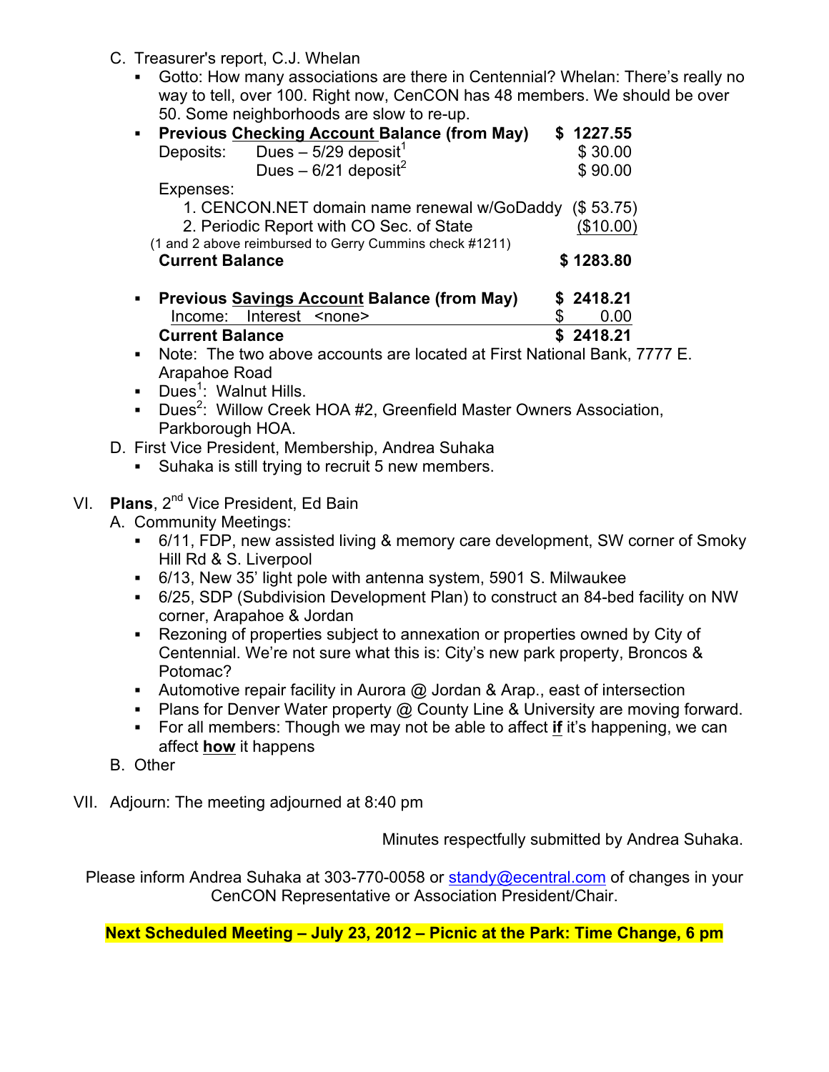C. Treasurer's report, C.J. Whelan

- Gotto: How many associations are there in Centennial? Whelan: There's really no way to tell, over 100. Right now, CenCON has 48 members. We should be over 50. Some neighborhoods are slow to re-up.
- **Previous Checking Account Balance (from May)** **$ 1227.55**

| | | |
|---|---|---|
| Deposits: | Dues – 5/29 deposit[1] | $ 30.00 |
| | Dues – 6/21 deposit[2] | $ 90.00 |
| Expenses: | | |
| | 1. CENCON.NET domain name renewal w/GoDaddy | ($ 53.75) |
| | 2. Periodic Report with CO Sec. of State | ($10.00) |
| (1 and 2 above reimbursed to Gerry Cummins check #1211) | | |
| **Current Balance** | | **$ 1283.80** |

- **Previous Savings Account Balance (from May)** **$ 2418.21**

| | | |
|---|---|---|
| Income: | Interest <none> | $ 0.00 |
| **Current Balance** | | **$ 2418.21** |

- Note: The two above accounts are located at First National Bank, 7777 E. Arapahoe Road
- Dues[1]: Walnut Hills.
- Dues[2]: Willow Creek HOA #2, Greenfield Master Owners Association, Parkborough HOA.

D. First Vice President, Membership, Andrea Suhaka

- Suhaka is still trying to recruit 5 new members.

VI. **Plans**, 2nd Vice President, Ed Bain

A. Community Meetings:

- 6/11, FDP, new assisted living & memory care development, SW corner of Smoky Hill Rd & S. Liverpool
- 6/13, New 35' light pole with antenna system, 5901 S. Milwaukee
- 6/25, SDP (Subdivision Development Plan) to construct an 84-bed facility on NW corner, Arapahoe & Jordan
- Rezoning of properties subject to annexation or properties owned by City of Centennial. We're not sure what this is: City's new park property, Broncos & Potomac?
- Automotive repair facility in Aurora @ Jordan & Arap., east of intersection
- Plans for Denver Water property @ County Line & University are moving forward.
- For all members: Though we may not be able to affect **if** it's happening, we can affect **how** it happens

B. Other

VII. Adjourn: The meeting adjourned at 8:40 pm

Minutes respectfully submitted by Andrea Suhaka.

Please inform Andrea Suhaka at 303-770-0058 or standy@ecentral.com of changes in your CenCON Representative or Association President/Chair.

**Next Scheduled Meeting – July 23, 2012 – Picnic at the Park: Time Change, 6 pm**